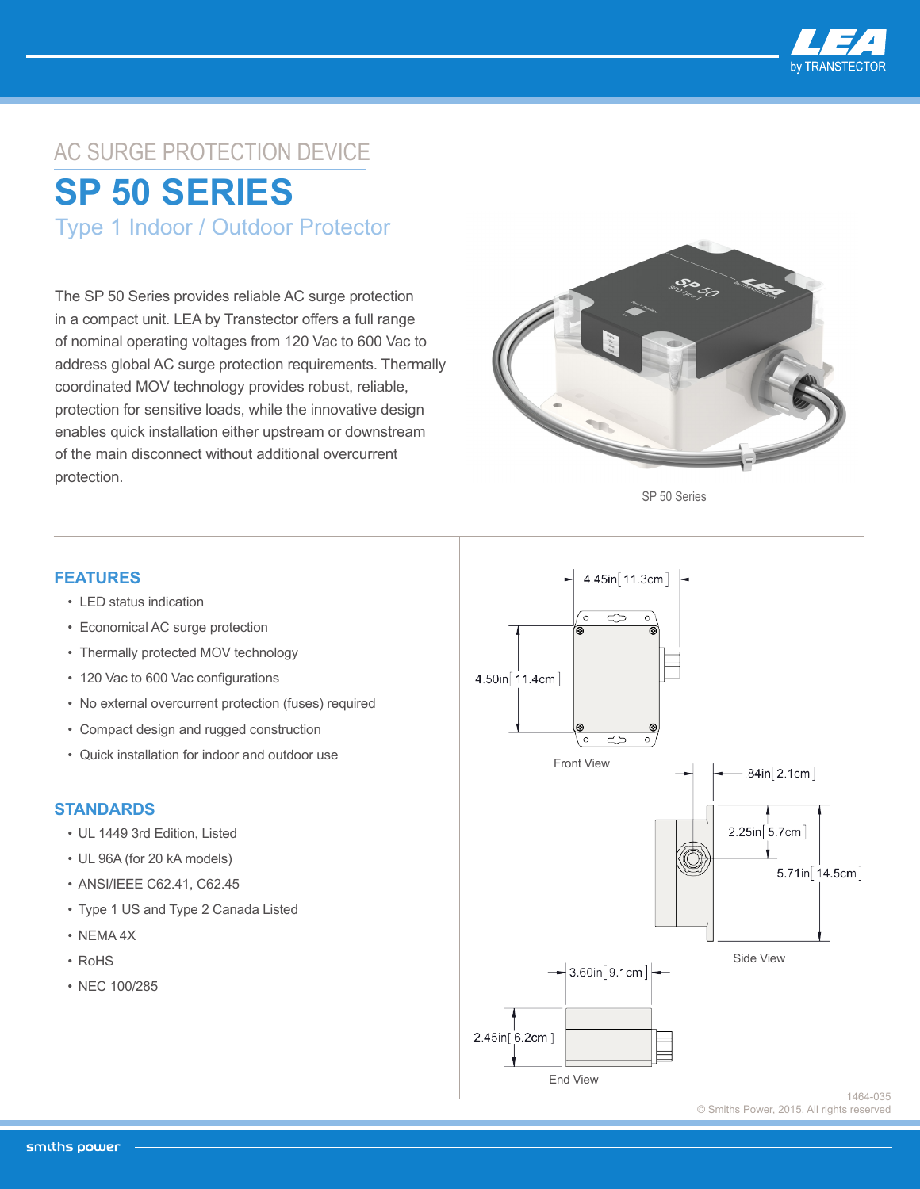AC SURGE PROTECTION DEVICE

# SP 50 SERIES

## Type 1 Indoor / Outdoor Protector

The SP 50 Series provides reliable AC surge protection in a compact unit. LEA by Transtector offers a full range of nominal operating voltages from 120 Vac to 600 Vac to address global AC surge protection requirements. Thermally coordinated MOV technology provides robust, reliable, protection for sensitive loads, while the innovative design enables quick installation either upstream or downstream of the main disconnect without additional overcurrent protection.

SP 50 Series

## FEATURES

- LED status indication
- Economical AC surge protection
- Thermally protected MOV technology
- 120 Vac to 600 Vac configurations
- No external overcurrent protection (fuses) required
- Compact design and rugged construction
- Quick installation for indoor and outdoor use

## STANDARDS

- UL 1449 3rd Edition, Listed
- UL 96A (for 20 kA models)
- ANSI/IEEE C62.41, C62.45
- Type 1 US and Type 2 Canada Listed
- NEMA 4X
- RoHS
- NEC 100/285

4.45in [11.3cm]

4.50in [11.4cm]

Front View

.84in [2.1cm]

2.25in [5.7cm]

5.71in [14.5cm]

Side View

3.60in [9.1cm]

2.45in [6.2cm]

End View

1464-035

© Smiths Power, 2015. All rights reserved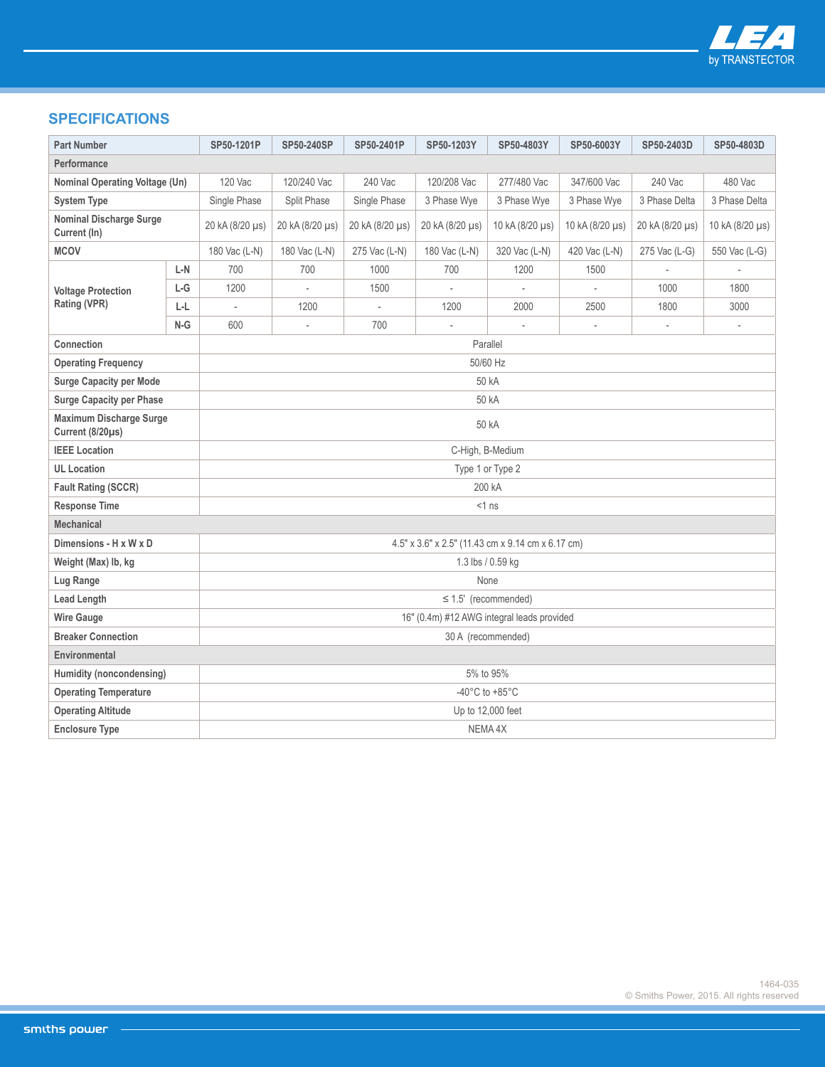## SPECIFICATIONS

| Part Number | | SP50-1201P | SP50-240SP | SP50-2401P | SP50-1203Y | SP50-4803Y | SP50-6003Y | SP50-2403D | SP50-4803D |
|---|---|---|---|---|---|---|---|---|---|
| **Performance** | | | | | | | | | |
| Nominal Operating Voltage (Un) | | 120 Vac | 120/240 Vac | 240 Vac | 120/208 Vac | 277/480 Vac | 347/600 Vac | 240 Vac | 480 Vac |
| System Type | | Single Phase | Split Phase | Single Phase | 3 Phase Wye | 3 Phase Wye | 3 Phase Wye | 3 Phase Delta | 3 Phase Delta |
| Nominal Discharge Surge Current (In) | | 20 kA (8/20 µs) | 20 kA (8/20 µs) | 20 kA (8/20 µs) | 20 kA (8/20 µs) | 10 kA (8/20 µs) | 10 kA (8/20 µs) | 20 kA (8/20 µs) | 10 kA (8/20 µs) |
| MCOV | | 180 Vac (L-N) | 180 Vac (L-N) | 275 Vac (L-N) | 180 Vac (L-N) | 320 Vac (L-N) | 420 Vac (L-N) | 275 Vac (L-G) | 550 Vac (L-G) |
| Voltage Protection Rating (VPR) | L-N | 700 | 700 | 1000 | 700 | 1200 | 1500 | - | - |
| | L-G | 1200 | - | 1500 | - | - | - | 1000 | 1800 |
| | L-L | - | 1200 | - | 1200 | 2000 | 2500 | 1800 | 3000 |
| | N-G | 600 | - | 700 | - | - | - | - | - |
| Connection | | Parallel | | | | | | | |
| Operating Frequency | | 50/60 Hz | | | | | | | |
| Surge Capacity per Mode | | 50 kA | | | | | | | |
| Surge Capacity per Phase | | 50 kA | | | | | | | |
| Maximum Discharge Surge Current (8/20µs) | | 50 kA | | | | | | | |
| IEEE Location | | C-High, B-Medium | | | | | | | |
| UL Location | | Type 1 or Type 2 | | | | | | | |
| Fault Rating (SCCR) | | 200 kA | | | | | | | |
| Response Time | | <1 ns | | | | | | | |
| **Mechanical** | | | | | | | | | |
| Dimensions - H x W x D | | 4.5" x 3.6" x 2.5" (11.43 cm x 9.14 cm x 6.17 cm) | | | | | | | |
| Weight (Max) lb, kg | | 1.3 lbs / 0.59 kg | | | | | | | |
| Lug Range | | None | | | | | | | |
| Lead Length | | ≤ 1.5' (recommended) | | | | | | | |
| Wire Gauge | | 16" (0.4m) #12 AWG integral leads provided | | | | | | | |
| Breaker Connection | | 30 A (recommended) | | | | | | | |
| **Environmental** | | | | | | | | | |
| Humidity (noncondensing) | | 5% to 95% | | | | | | | |
| Operating Temperature | | -40°C to +85°C | | | | | | | |
| Operating Altitude | | Up to 12,000 feet | | | | | | | |
| Enclosure Type | | NEMA 4X | | | | | | | |

1464-035
© Smiths Power, 2015. All rights reserved